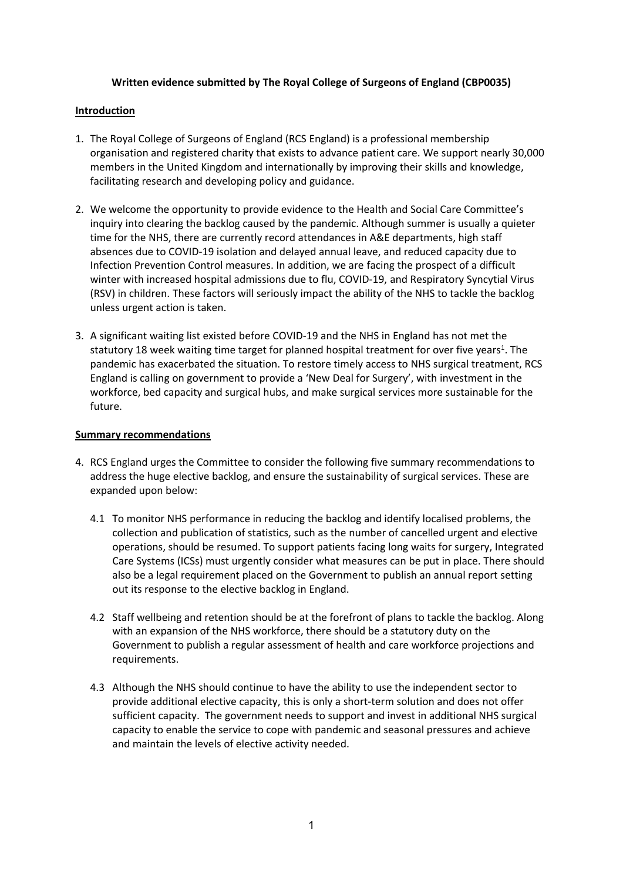**Written evidence submitted by The Royal College of Surgeons of England (CBP0035)**

## Introduction

1. The Royal College of Surgeons of England (RCS England) is a professional membership organisation and registered charity that exists to advance patient care. We support nearly 30,000 members in the United Kingdom and internationally by improving their skills and knowledge, facilitating research and developing policy and guidance.

2. We welcome the opportunity to provide evidence to the Health and Social Care Committee's inquiry into clearing the backlog caused by the pandemic. Although summer is usually a quieter time for the NHS, there are currently record attendances in A&E departments, high staff absences due to COVID-19 isolation and delayed annual leave, and reduced capacity due to Infection Prevention Control measures. In addition, we are facing the prospect of a difficult winter with increased hospital admissions due to flu, COVID-19, and Respiratory Syncytial Virus (RSV) in children. These factors will seriously impact the ability of the NHS to tackle the backlog unless urgent action is taken.

3. A significant waiting list existed before COVID-19 and the NHS in England has not met the statutory 18 week waiting time target for planned hospital treatment for over five years[1]. The pandemic has exacerbated the situation. To restore timely access to NHS surgical treatment, RCS England is calling on government to provide a 'New Deal for Surgery', with investment in the workforce, bed capacity and surgical hubs, and make surgical services more sustainable for the future.

## Summary recommendations

4. RCS England urges the Committee to consider the following five summary recommendations to address the huge elective backlog, and ensure the sustainability of surgical services. These are expanded upon below:

   4.1 To monitor NHS performance in reducing the backlog and identify localised problems, the collection and publication of statistics, such as the number of cancelled urgent and elective operations, should be resumed. To support patients facing long waits for surgery, Integrated Care Systems (ICSs) must urgently consider what measures can be put in place. There should also be a legal requirement placed on the Government to publish an annual report setting out its response to the elective backlog in England.

   4.2 Staff wellbeing and retention should be at the forefront of plans to tackle the backlog. Along with an expansion of the NHS workforce, there should be a statutory duty on the Government to publish a regular assessment of health and care workforce projections and requirements.

   4.3 Although the NHS should continue to have the ability to use the independent sector to provide additional elective capacity, this is only a short-term solution and does not offer sufficient capacity. The government needs to support and invest in additional NHS surgical capacity to enable the service to cope with pandemic and seasonal pressures and achieve and maintain the levels of elective activity needed.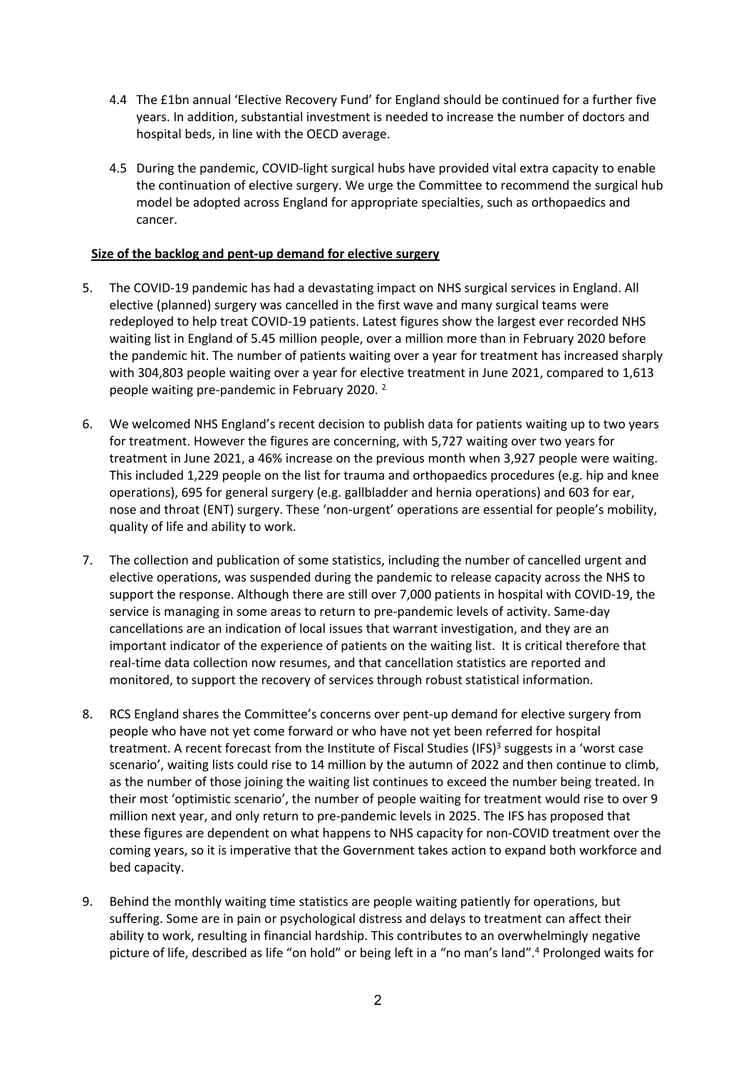4.4 The £1bn annual 'Elective Recovery Fund' for England should be continued for a further five years. In addition, substantial investment is needed to increase the number of doctors and hospital beds, in line with the OECD average.

4.5 During the pandemic, COVID-light surgical hubs have provided vital extra capacity to enable the continuation of elective surgery. We urge the Committee to recommend the surgical hub model be adopted across England for appropriate specialties, such as orthopaedics and cancer.

**Size of the backlog and pent-up demand for elective surgery**

5. The COVID-19 pandemic has had a devastating impact on NHS surgical services in England. All elective (planned) surgery was cancelled in the first wave and many surgical teams were redeployed to help treat COVID-19 patients. Latest figures show the largest ever recorded NHS waiting list in England of 5.45 million people, over a million more than in February 2020 before the pandemic hit. The number of patients waiting over a year for treatment has increased sharply with 304,803 people waiting over a year for elective treatment in June 2021, compared to 1,613 people waiting pre-pandemic in February 2020. [2]

6. We welcomed NHS England's recent decision to publish data for patients waiting up to two years for treatment. However the figures are concerning, with 5,727 waiting over two years for treatment in June 2021, a 46% increase on the previous month when 3,927 people were waiting. This included 1,229 people on the list for trauma and orthopaedics procedures (e.g. hip and knee operations), 695 for general surgery (e.g. gallbladder and hernia operations) and 603 for ear, nose and throat (ENT) surgery. These 'non-urgent' operations are essential for people's mobility, quality of life and ability to work.

7. The collection and publication of some statistics, including the number of cancelled urgent and elective operations, was suspended during the pandemic to release capacity across the NHS to support the response. Although there are still over 7,000 patients in hospital with COVID-19, the service is managing in some areas to return to pre-pandemic levels of activity. Same-day cancellations are an indication of local issues that warrant investigation, and they are an important indicator of the experience of patients on the waiting list. It is critical therefore that real-time data collection now resumes, and that cancellation statistics are reported and monitored, to support the recovery of services through robust statistical information.

8. RCS England shares the Committee's concerns over pent-up demand for elective surgery from people who have not yet come forward or who have not yet been referred for hospital treatment. A recent forecast from the Institute of Fiscal Studies (IFS)[3] suggests in a 'worst case scenario', waiting lists could rise to 14 million by the autumn of 2022 and then continue to climb, as the number of those joining the waiting list continues to exceed the number being treated. In their most 'optimistic scenario', the number of people waiting for treatment would rise to over 9 million next year, and only return to pre-pandemic levels in 2025. The IFS has proposed that these figures are dependent on what happens to NHS capacity for non-COVID treatment over the coming years, so it is imperative that the Government takes action to expand both workforce and bed capacity.

9. Behind the monthly waiting time statistics are people waiting patiently for operations, but suffering. Some are in pain or psychological distress and delays to treatment can affect their ability to work, resulting in financial hardship. This contributes to an overwhelmingly negative picture of life, described as life "on hold" or being left in a "no man's land".[4] Prolonged waits for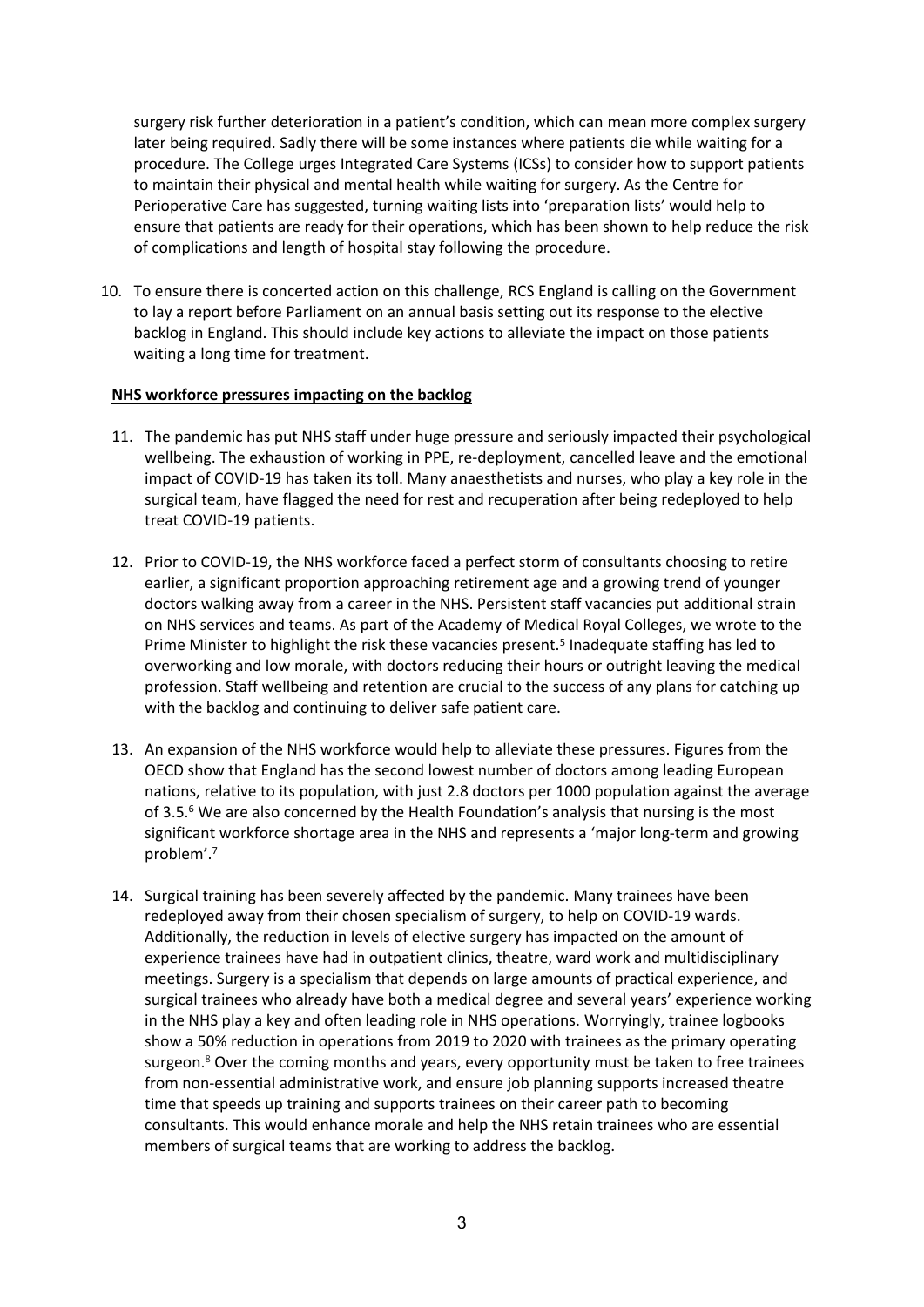surgery risk further deterioration in a patient's condition, which can mean more complex surgery later being required. Sadly there will be some instances where patients die while waiting for a procedure. The College urges Integrated Care Systems (ICSs) to consider how to support patients to maintain their physical and mental health while waiting for surgery. As the Centre for Perioperative Care has suggested, turning waiting lists into 'preparation lists' would help to ensure that patients are ready for their operations, which has been shown to help reduce the risk of complications and length of hospital stay following the procedure.

10. To ensure there is concerted action on this challenge, RCS England is calling on the Government to lay a report before Parliament on an annual basis setting out its response to the elective backlog in England. This should include key actions to alleviate the impact on those patients waiting a long time for treatment.

**NHS workforce pressures impacting on the backlog**

11. The pandemic has put NHS staff under huge pressure and seriously impacted their psychological wellbeing. The exhaustion of working in PPE, re-deployment, cancelled leave and the emotional impact of COVID-19 has taken its toll. Many anaesthetists and nurses, who play a key role in the surgical team, have flagged the need for rest and recuperation after being redeployed to help treat COVID-19 patients.

12. Prior to COVID-19, the NHS workforce faced a perfect storm of consultants choosing to retire earlier, a significant proportion approaching retirement age and a growing trend of younger doctors walking away from a career in the NHS. Persistent staff vacancies put additional strain on NHS services and teams. As part of the Academy of Medical Royal Colleges, we wrote to the Prime Minister to highlight the risk these vacancies present.[5] Inadequate staffing has led to overworking and low morale, with doctors reducing their hours or outright leaving the medical profession. Staff wellbeing and retention are crucial to the success of any plans for catching up with the backlog and continuing to deliver safe patient care.

13. An expansion of the NHS workforce would help to alleviate these pressures. Figures from the OECD show that England has the second lowest number of doctors among leading European nations, relative to its population, with just 2.8 doctors per 1000 population against the average of 3.5.[6] We are also concerned by the Health Foundation's analysis that nursing is the most significant workforce shortage area in the NHS and represents a 'major long-term and growing problem'.[7]

14. Surgical training has been severely affected by the pandemic. Many trainees have been redeployed away from their chosen specialism of surgery, to help on COVID-19 wards. Additionally, the reduction in levels of elective surgery has impacted on the amount of experience trainees have had in outpatient clinics, theatre, ward work and multidisciplinary meetings. Surgery is a specialism that depends on large amounts of practical experience, and surgical trainees who already have both a medical degree and several years' experience working in the NHS play a key and often leading role in NHS operations. Worryingly, trainee logbooks show a 50% reduction in operations from 2019 to 2020 with trainees as the primary operating surgeon.[8] Over the coming months and years, every opportunity must be taken to free trainees from non-essential administrative work, and ensure job planning supports increased theatre time that speeds up training and supports trainees on their career path to becoming consultants. This would enhance morale and help the NHS retain trainees who are essential members of surgical teams that are working to address the backlog.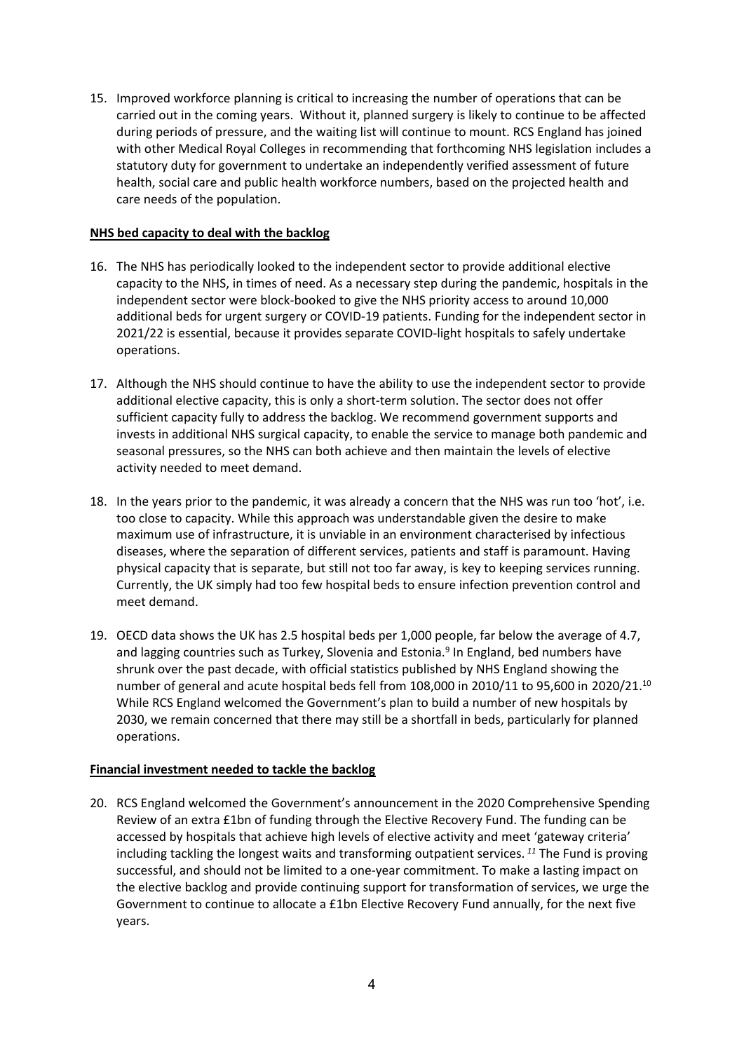15. Improved workforce planning is critical to increasing the number of operations that can be carried out in the coming years. Without it, planned surgery is likely to continue to be affected during periods of pressure, and the waiting list will continue to mount. RCS England has joined with other Medical Royal Colleges in recommending that forthcoming NHS legislation includes a statutory duty for government to undertake an independently verified assessment of future health, social care and public health workforce numbers, based on the projected health and care needs of the population.

**NHS bed capacity to deal with the backlog**

16. The NHS has periodically looked to the independent sector to provide additional elective capacity to the NHS, in times of need. As a necessary step during the pandemic, hospitals in the independent sector were block-booked to give the NHS priority access to around 10,000 additional beds for urgent surgery or COVID-19 patients. Funding for the independent sector in 2021/22 is essential, because it provides separate COVID-light hospitals to safely undertake operations.

17. Although the NHS should continue to have the ability to use the independent sector to provide additional elective capacity, this is only a short-term solution. The sector does not offer sufficient capacity fully to address the backlog. We recommend government supports and invests in additional NHS surgical capacity, to enable the service to manage both pandemic and seasonal pressures, so the NHS can both achieve and then maintain the levels of elective activity needed to meet demand.

18. In the years prior to the pandemic, it was already a concern that the NHS was run too 'hot', i.e. too close to capacity. While this approach was understandable given the desire to make maximum use of infrastructure, it is unviable in an environment characterised by infectious diseases, where the separation of different services, patients and staff is paramount. Having physical capacity that is separate, but still not too far away, is key to keeping services running. Currently, the UK simply had too few hospital beds to ensure infection prevention control and meet demand.

19. OECD data shows the UK has 2.5 hospital beds per 1,000 people, far below the average of 4.7, and lagging countries such as Turkey, Slovenia and Estonia.[9] In England, bed numbers have shrunk over the past decade, with official statistics published by NHS England showing the number of general and acute hospital beds fell from 108,000 in 2010/11 to 95,600 in 2020/21.[10] While RCS England welcomed the Government's plan to build a number of new hospitals by 2030, we remain concerned that there may still be a shortfall in beds, particularly for planned operations.

**Financial investment needed to tackle the backlog**

20. RCS England welcomed the Government's announcement in the 2020 Comprehensive Spending Review of an extra £1bn of funding through the Elective Recovery Fund. The funding can be accessed by hospitals that achieve high levels of elective activity and meet 'gateway criteria' including tackling the longest waits and transforming outpatient services.[11] The Fund is proving successful, and should not be limited to a one-year commitment. To make a lasting impact on the elective backlog and provide continuing support for transformation of services, we urge the Government to continue to allocate a £1bn Elective Recovery Fund annually, for the next five years.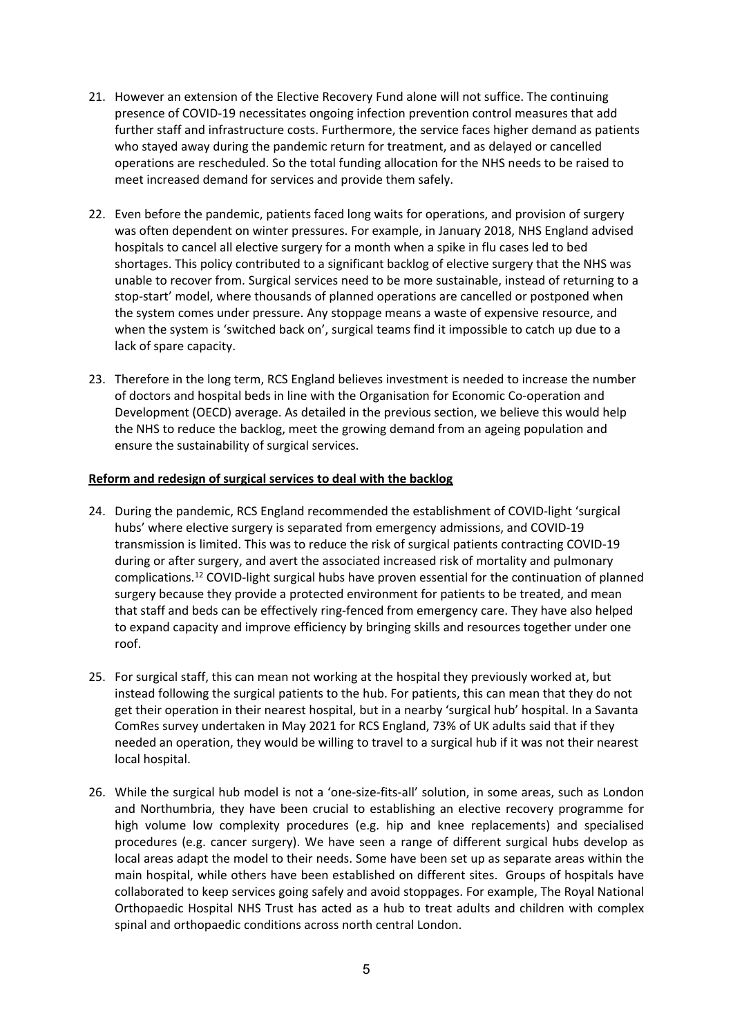21. However an extension of the Elective Recovery Fund alone will not suffice. The continuing presence of COVID-19 necessitates ongoing infection prevention control measures that add further staff and infrastructure costs. Furthermore, the service faces higher demand as patients who stayed away during the pandemic return for treatment, and as delayed or cancelled operations are rescheduled. So the total funding allocation for the NHS needs to be raised to meet increased demand for services and provide them safely.

22. Even before the pandemic, patients faced long waits for operations, and provision of surgery was often dependent on winter pressures. For example, in January 2018, NHS England advised hospitals to cancel all elective surgery for a month when a spike in flu cases led to bed shortages. This policy contributed to a significant backlog of elective surgery that the NHS was unable to recover from. Surgical services need to be more sustainable, instead of returning to a stop-start' model, where thousands of planned operations are cancelled or postponed when the system comes under pressure. Any stoppage means a waste of expensive resource, and when the system is 'switched back on', surgical teams find it impossible to catch up due to a lack of spare capacity.

23. Therefore in the long term, RCS England believes investment is needed to increase the number of doctors and hospital beds in line with the Organisation for Economic Co-operation and Development (OECD) average. As detailed in the previous section, we believe this would help the NHS to reduce the backlog, meet the growing demand from an ageing population and ensure the sustainability of surgical services.

**Reform and redesign of surgical services to deal with the backlog**

24. During the pandemic, RCS England recommended the establishment of COVID-light 'surgical hubs' where elective surgery is separated from emergency admissions, and COVID-19 transmission is limited. This was to reduce the risk of surgical patients contracting COVID-19 during or after surgery, and avert the associated increased risk of mortality and pulmonary complications.[12] COVID-light surgical hubs have proven essential for the continuation of planned surgery because they provide a protected environment for patients to be treated, and mean that staff and beds can be effectively ring-fenced from emergency care. They have also helped to expand capacity and improve efficiency by bringing skills and resources together under one roof.

25. For surgical staff, this can mean not working at the hospital they previously worked at, but instead following the surgical patients to the hub. For patients, this can mean that they do not get their operation in their nearest hospital, but in a nearby 'surgical hub' hospital. In a Savanta ComRes survey undertaken in May 2021 for RCS England, 73% of UK adults said that if they needed an operation, they would be willing to travel to a surgical hub if it was not their nearest local hospital.

26. While the surgical hub model is not a 'one-size-fits-all' solution, in some areas, such as London and Northumbria, they have been crucial to establishing an elective recovery programme for high volume low complexity procedures (e.g. hip and knee replacements) and specialised procedures (e.g. cancer surgery). We have seen a range of different surgical hubs develop as local areas adapt the model to their needs. Some have been set up as separate areas within the main hospital, while others have been established on different sites. Groups of hospitals have collaborated to keep services going safely and avoid stoppages. For example, The Royal National Orthopaedic Hospital NHS Trust has acted as a hub to treat adults and children with complex spinal and orthopaedic conditions across north central London.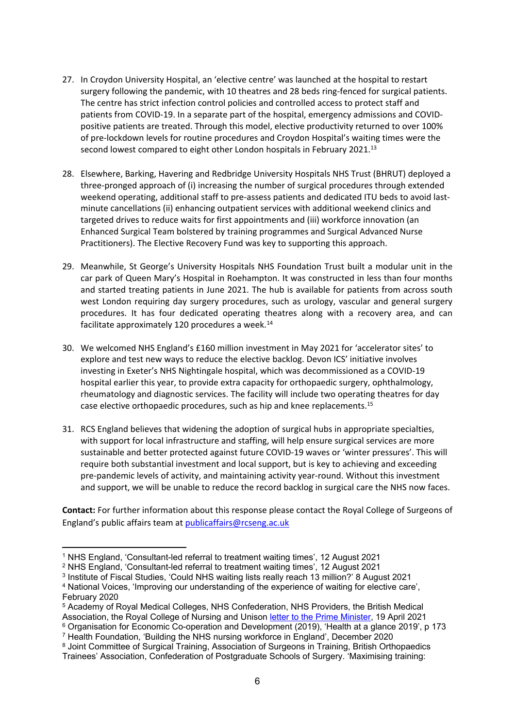27. In Croydon University Hospital, an 'elective centre' was launched at the hospital to restart surgery following the pandemic, with 10 theatres and 28 beds ring-fenced for surgical patients. The centre has strict infection control policies and controlled access to protect staff and patients from COVID-19. In a separate part of the hospital, emergency admissions and COVID-positive patients are treated. Through this model, elective productivity returned to over 100% of pre-lockdown levels for routine procedures and Croydon Hospital's waiting times were the second lowest compared to eight other London hospitals in February 2021.[13]

28. Elsewhere, Barking, Havering and Redbridge University Hospitals NHS Trust (BHRUT) deployed a three-pronged approach of (i) increasing the number of surgical procedures through extended weekend operating, additional staff to pre-assess patients and dedicated ITU beds to avoid last-minute cancellations (ii) enhancing outpatient services with additional weekend clinics and targeted drives to reduce waits for first appointments and (iii) workforce innovation (an Enhanced Surgical Team bolstered by training programmes and Surgical Advanced Nurse Practitioners). The Elective Recovery Fund was key to supporting this approach.

29. Meanwhile, St George's University Hospitals NHS Foundation Trust built a modular unit in the car park of Queen Mary's Hospital in Roehampton. It was constructed in less than four months and started treating patients in June 2021. The hub is available for patients from across south west London requiring day surgery procedures, such as urology, vascular and general surgery procedures. It has four dedicated operating theatres along with a recovery area, and can facilitate approximately 120 procedures a week.[14]

30. We welcomed NHS England's £160 million investment in May 2021 for 'accelerator sites' to explore and test new ways to reduce the elective backlog. Devon ICS' initiative involves investing in Exeter's NHS Nightingale hospital, which was decommissioned as a COVID-19 hospital earlier this year, to provide extra capacity for orthopaedic surgery, ophthalmology, rheumatology and diagnostic services. The facility will include two operating theatres for day case elective orthopaedic procedures, such as hip and knee replacements.[15]

31. RCS England believes that widening the adoption of surgical hubs in appropriate specialties, with support for local infrastructure and staffing, will help ensure surgical services are more sustainable and better protected against future COVID-19 waves or 'winter pressures'. This will require both substantial investment and local support, but is key to achieving and exceeding pre-pandemic levels of activity, and maintaining activity year-round. Without this investment and support, we will be unable to reduce the record backlog in surgical care the NHS now faces.

**Contact:** For further information about this response please contact the Royal College of Surgeons of England's public affairs team at publicaffairs@rcseng.ac.uk

---

[1] NHS England, 'Consultant-led referral to treatment waiting times', 12 August 2021

[2] NHS England, 'Consultant-led referral to treatment waiting times', 12 August 2021

[3] Institute of Fiscal Studies, 'Could NHS waiting lists really reach 13 million?' 8 August 2021

[4] National Voices, 'Improving our understanding of the experience of waiting for elective care', February 2020

[5] Academy of Royal Medical Colleges, NHS Confederation, NHS Providers, the British Medical Association, the Royal College of Nursing and Unison letter to the Prime Minister, 19 April 2021

[6] Organisation for Economic Co-operation and Development (2019), 'Health at a glance 2019', p 173

[7] Health Foundation, 'Building the NHS nursing workforce in England', December 2020

[8] Joint Committee of Surgical Training, Association of Surgeons in Training, British Orthopaedics Trainees' Association, Confederation of Postgraduate Schools of Surgery. 'Maximising training: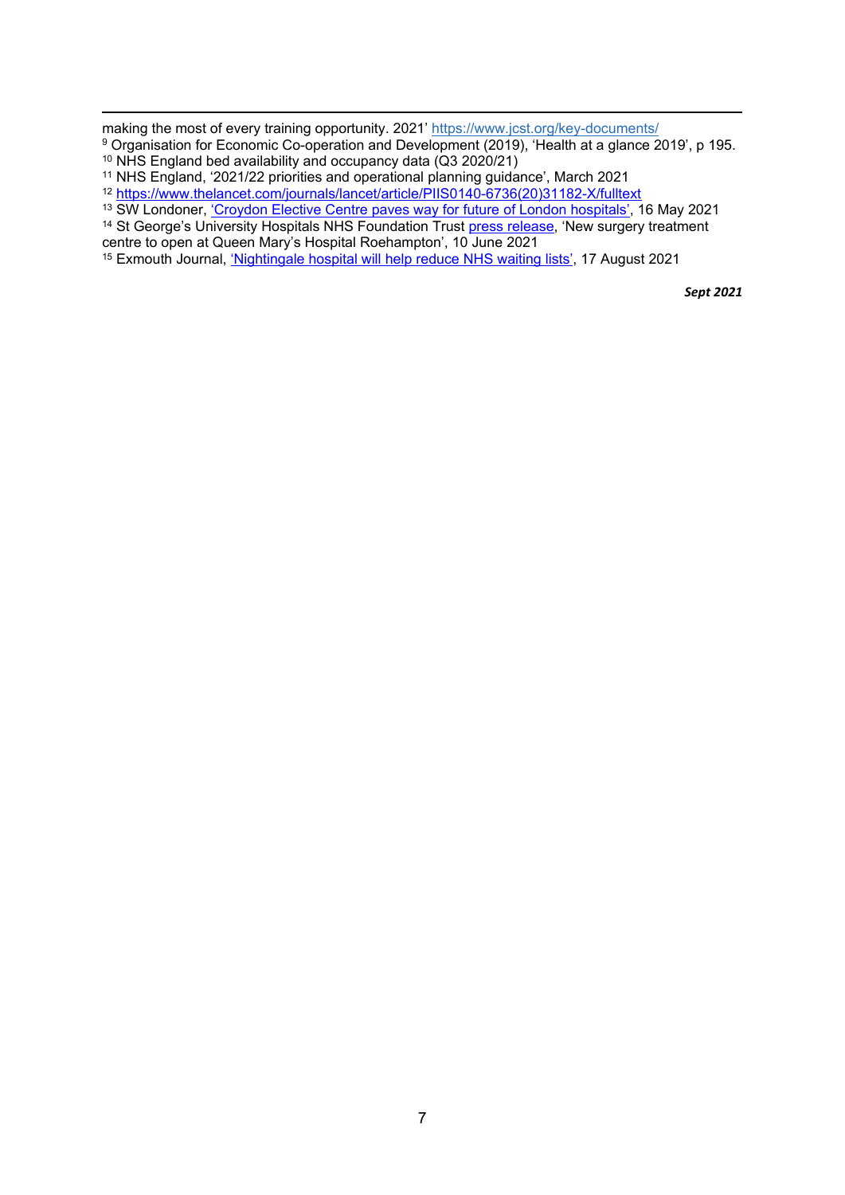making the most of every training opportunity. 2021' https://www.jcst.org/key-documents/

[9] Organisation for Economic Co-operation and Development (2019), 'Health at a glance 2019', p 195.

[10] NHS England bed availability and occupancy data (Q3 2020/21)

[11] NHS England, '2021/22 priorities and operational planning guidance', March 2021

[12] https://www.thelancet.com/journals/lancet/article/PIIS0140-6736(20)31182-X/fulltext

[13] SW Londoner, 'Croydon Elective Centre paves way for future of London hospitals', 16 May 2021

[14] St George's University Hospitals NHS Foundation Trust press release, 'New surgery treatment centre to open at Queen Mary's Hospital Roehampton', 10 June 2021

[15] Exmouth Journal, 'Nightingale hospital will help reduce NHS waiting lists', 17 August 2021

***Sept 2021***